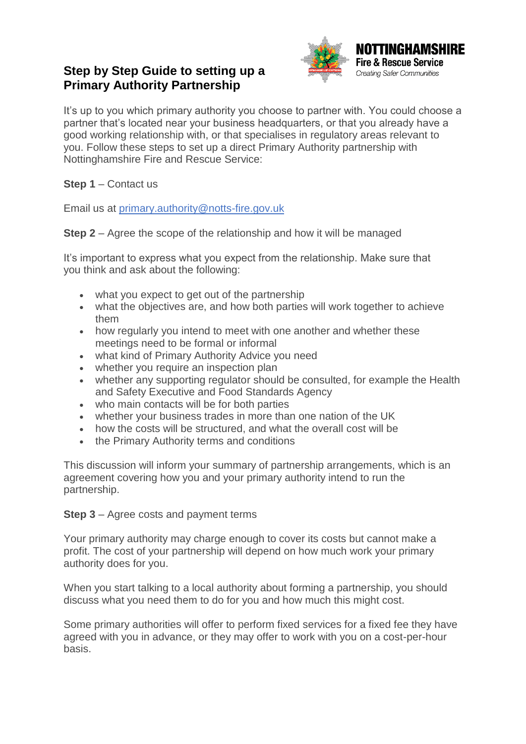# Step by Step Guide to setting up a Primary Authority Partnership

NOTTINGHAMSHIRE
Fire & Rescue Service
*Creating Safer Communities*

It's up to you which primary authority you choose to partner with. You could choose a partner that's located near your business headquarters, or that you already have a good working relationship with, or that specialises in regulatory areas relevant to you. Follow these steps to set up a direct Primary Authority partnership with Nottinghamshire Fire and Rescue Service:

**Step 1** – Contact us

Email us at [primary.authority@notts-fire.gov.uk](mailto:primary.authority@notts-fire.gov.uk)

**Step 2** – Agree the scope of the relationship and how it will be managed

It's important to express what you expect from the relationship. Make sure that you think and ask about the following:

- what you expect to get out of the partnership
- what the objectives are, and how both parties will work together to achieve them
- how regularly you intend to meet with one another and whether these meetings need to be formal or informal
- what kind of Primary Authority Advice you need
- whether you require an inspection plan
- whether any supporting regulator should be consulted, for example the Health and Safety Executive and Food Standards Agency
- who main contacts will be for both parties
- whether your business trades in more than one nation of the UK
- how the costs will be structured, and what the overall cost will be
- the Primary Authority terms and conditions

This discussion will inform your summary of partnership arrangements, which is an agreement covering how you and your primary authority intend to run the partnership.

**Step 3** – Agree costs and payment terms

Your primary authority may charge enough to cover its costs but cannot make a profit. The cost of your partnership will depend on how much work your primary authority does for you.

When you start talking to a local authority about forming a partnership, you should discuss what you need them to do for you and how much this might cost.

Some primary authorities will offer to perform fixed services for a fixed fee they have agreed with you in advance, or they may offer to work with you on a cost-per-hour basis.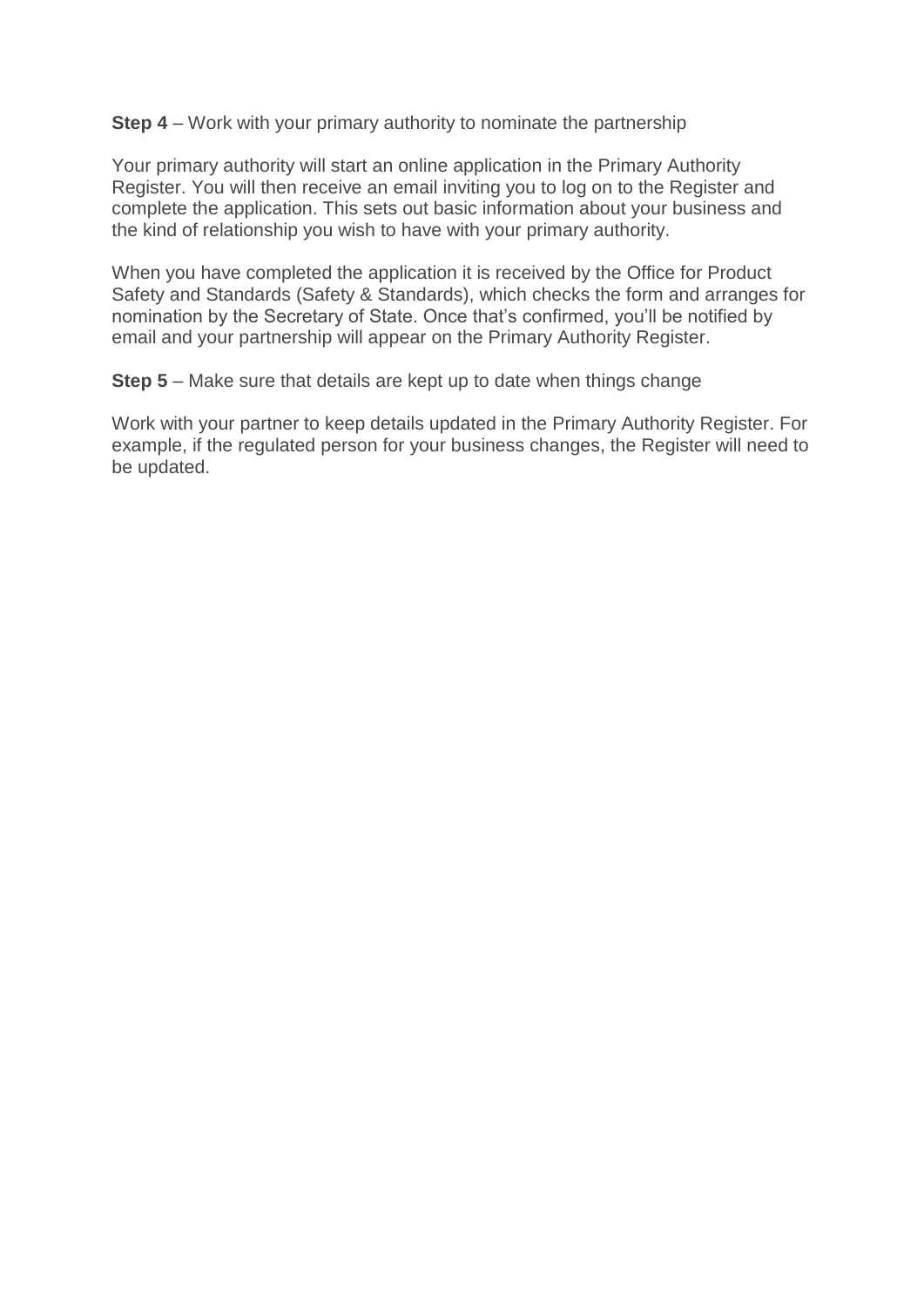**Step 4** – Work with your primary authority to nominate the partnership

Your primary authority will start an online application in the Primary Authority Register. You will then receive an email inviting you to log on to the Register and complete the application. This sets out basic information about your business and the kind of relationship you wish to have with your primary authority.

When you have completed the application it is received by the Office for Product Safety and Standards (Safety & Standards), which checks the form and arranges for nomination by the Secretary of State. Once that's confirmed, you'll be notified by email and your partnership will appear on the Primary Authority Register.

**Step 5** – Make sure that details are kept up to date when things change

Work with your partner to keep details updated in the Primary Authority Register. For example, if the regulated person for your business changes, the Register will need to be updated.